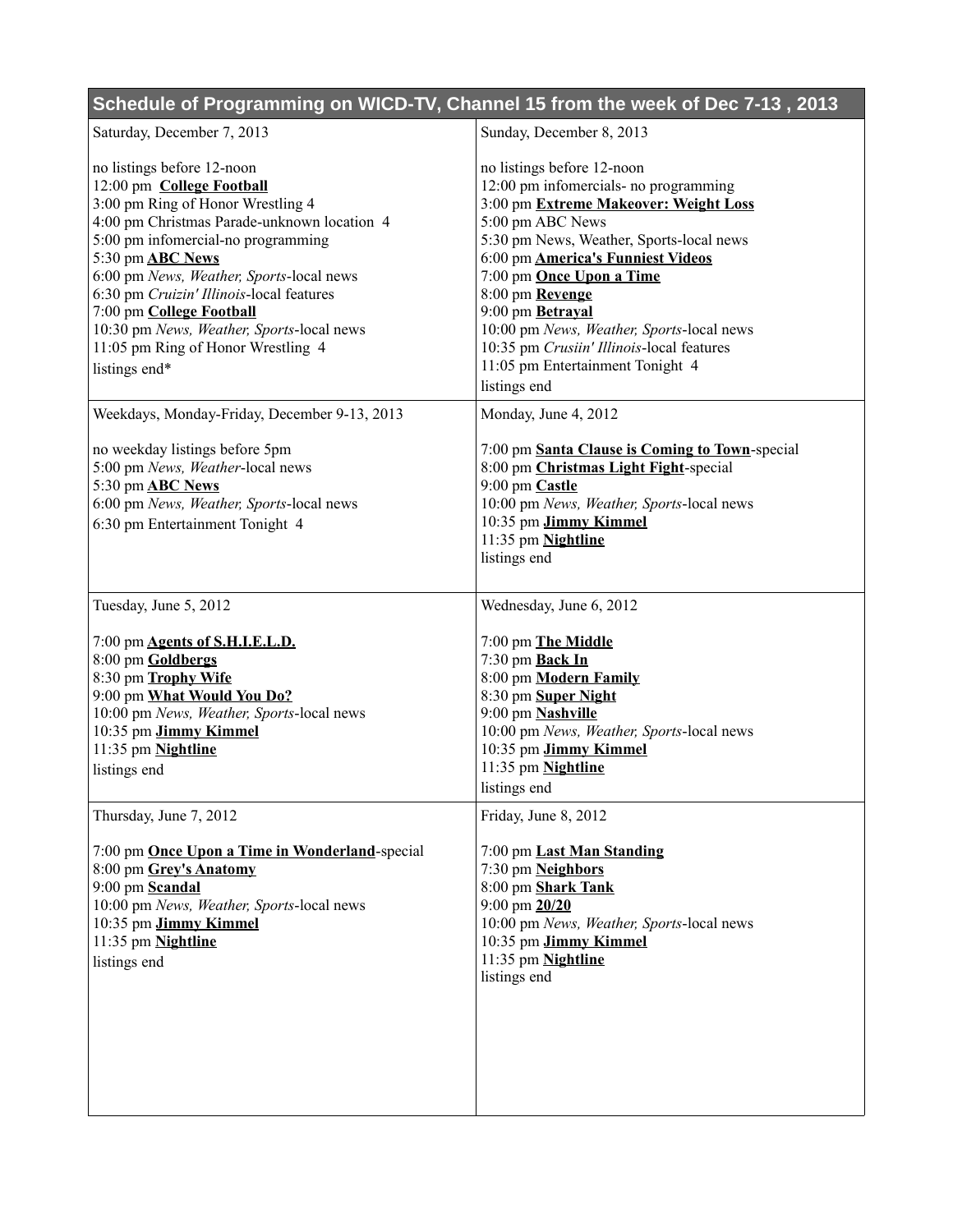## Schedule of Programming on WICD-TV, Channel 15 from the week of Dec 7-13 , 2013

| Saturday, December 7, 2013 | Sunday, December 8, 2013 |
|---|---|
| no listings before 12-noon<br>12:00 pm **College Football**<br>3:00 pm Ring of Honor Wrestling 4<br>4:00 pm Christmas Parade-unknown location 4<br>5:00 pm infomercial-no programming<br>5:30 pm **ABC News**<br>6:00 pm *News, Weather, Sports*-local news<br>6:30 pm *Cruizin' Illinois*-local features<br>7:00 pm **College Football**<br>10:30 pm *News, Weather, Sports*-local news<br>11:05 pm Ring of Honor Wrestling 4<br>listings end* | no listings before 12-noon<br>12:00 pm infomercials- no programming<br>3:00 pm **Extreme Makeover: Weight Loss**<br>5:00 pm ABC News<br>5:30 pm News, Weather, Sports-local news<br>6:00 pm **America's Funniest Videos**<br>7:00 pm **Once Upon a Time**<br>8:00 pm **Revenge**<br>9:00 pm **Betrayal**<br>10:00 pm *News, Weather, Sports*-local news<br>10:35 pm *Crusiin' Illinois*-local features<br>11:05 pm Entertainment Tonight 4<br>listings end |
| Weekdays, Monday-Friday, December 9-13, 2013<br><br>no weekday listings before 5pm<br>5:00 pm *News, Weather*-local news<br>5:30 pm **ABC News**<br>6:00 pm *News, Weather, Sports*-local news<br>6:30 pm Entertainment Tonight 4 | Monday, June 4, 2012<br><br>7:00 pm **Santa Clause is Coming to Town**-special<br>8:00 pm **Christmas Light Fight**-special<br>9:00 pm **Castle**<br>10:00 pm *News, Weather, Sports*-local news<br>10:35 pm **Jimmy Kimmel**<br>11:35 pm **Nightline**<br>listings end |
| Tuesday, June 5, 2012<br><br>7:00 pm **Agents of S.H.I.E.L.D.**<br>8:00 pm **Goldbergs**<br>8:30 pm **Trophy Wife**<br>9:00 pm **What Would You Do?**<br>10:00 pm *News, Weather, Sports*-local news<br>10:35 pm **Jimmy Kimmel**<br>11:35 pm **Nightline**<br>listings end | Wednesday, June 6, 2012<br><br>7:00 pm **The Middle**<br>7:30 pm **Back In**<br>8:00 pm **Modern Family**<br>8:30 pm **Super Night**<br>9:00 pm **Nashville**<br>10:00 pm *News, Weather, Sports*-local news<br>10:35 pm **Jimmy Kimmel**<br>11:35 pm **Nightline**<br>listings end |
| Thursday, June 7, 2012<br><br>7:00 pm **Once Upon a Time in Wonderland**-special<br>8:00 pm **Grey's Anatomy**<br>9:00 pm **Scandal**<br>10:00 pm *News, Weather, Sports*-local news<br>10:35 pm **Jimmy Kimmel**<br>11:35 pm **Nightline**<br>listings end | Friday, June 8, 2012<br><br>7:00 pm **Last Man Standing**<br>7:30 pm **Neighbors**<br>8:00 pm **Shark Tank**<br>9:00 pm **20/20**<br>10:00 pm *News, Weather, Sports*-local news<br>10:35 pm **Jimmy Kimmel**<br>11:35 pm **Nightline**<br>listings end |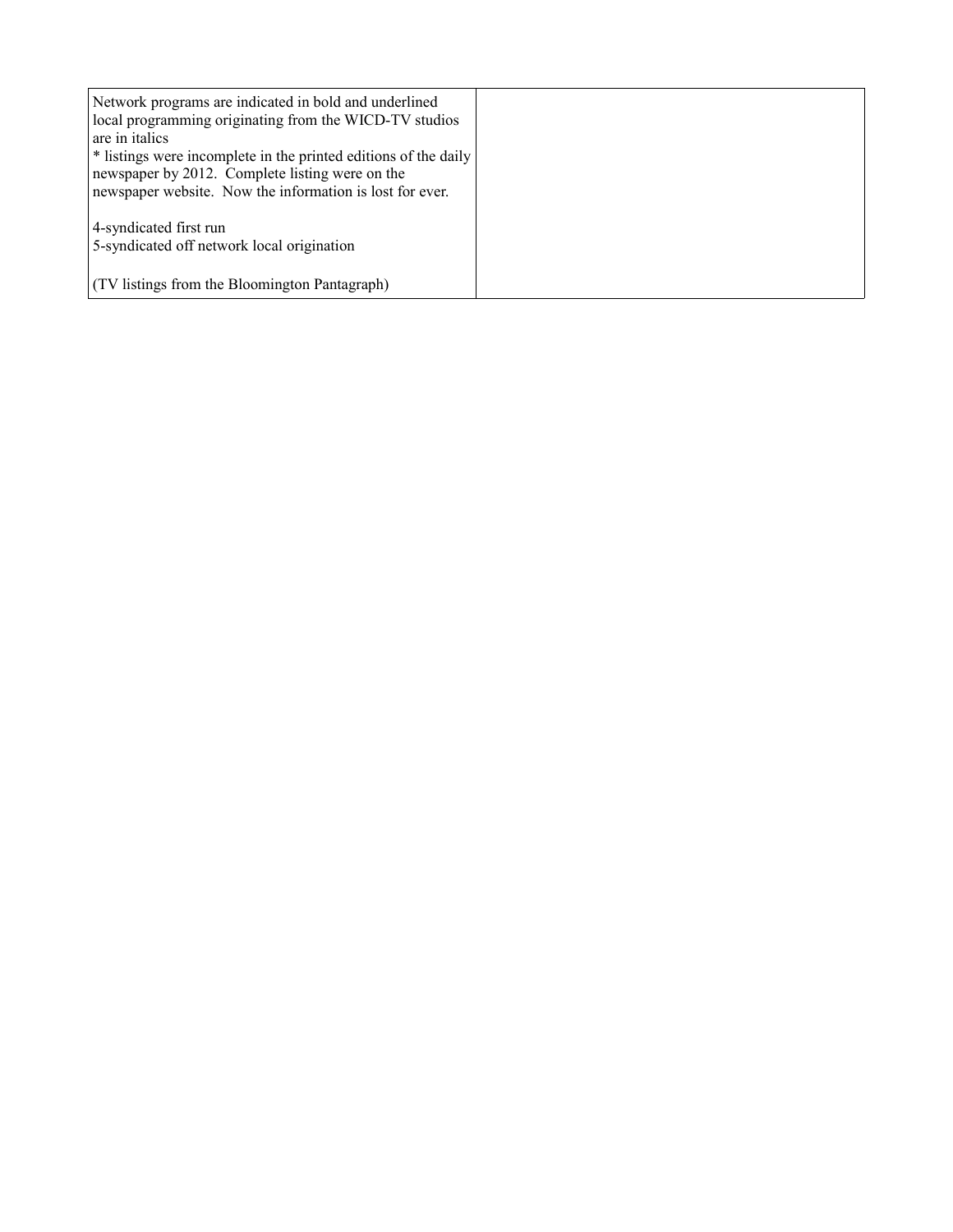| | |
|---|---|
| Network programs are indicated in bold and underlined local programming originating from the WICD-TV studios are in italics<br>* listings were incomplete in the printed editions of the daily newspaper by 2012. Complete listing were on the newspaper website. Now the information is lost for ever.<br><br>4-syndicated first run<br>5-syndicated off network local origination<br><br>(TV listings from the Bloomington Pantagraph) | |